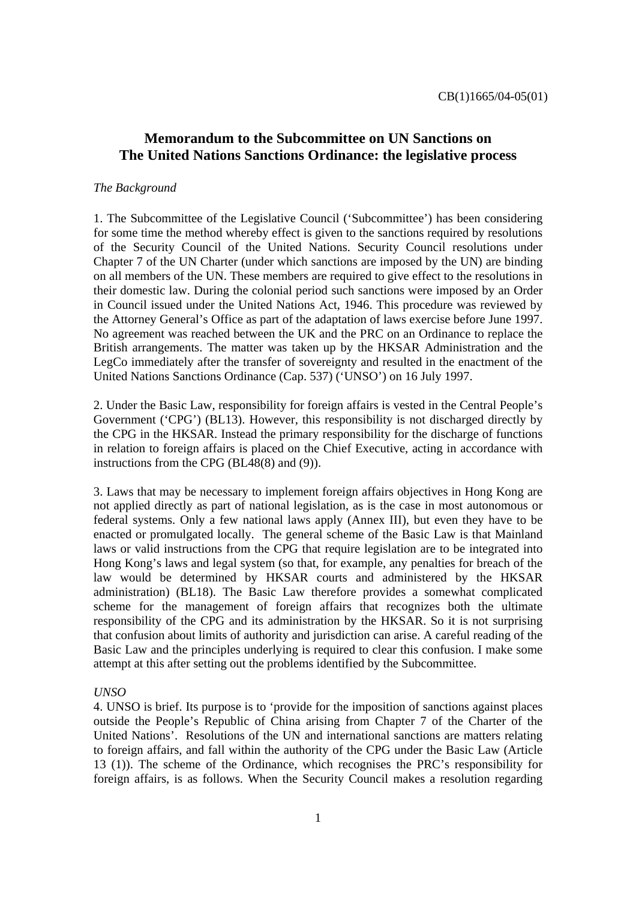CB(1)1665/04-05(01)

# Memorandum to the Subcommittee on UN Sanctions on The United Nations Sanctions Ordinance: the legislative process

*The Background*

1. The Subcommittee of the Legislative Council ('Subcommittee') has been considering for some time the method whereby effect is given to the sanctions required by resolutions of the Security Council of the United Nations. Security Council resolutions under Chapter 7 of the UN Charter (under which sanctions are imposed by the UN) are binding on all members of the UN. These members are required to give effect to the resolutions in their domestic law. During the colonial period such sanctions were imposed by an Order in Council issued under the United Nations Act, 1946. This procedure was reviewed by the Attorney General's Office as part of the adaptation of laws exercise before June 1997. No agreement was reached between the UK and the PRC on an Ordinance to replace the British arrangements. The matter was taken up by the HKSAR Administration and the LegCo immediately after the transfer of sovereignty and resulted in the enactment of the United Nations Sanctions Ordinance (Cap. 537) ('UNSO') on 16 July 1997.

2. Under the Basic Law, responsibility for foreign affairs is vested in the Central People's Government ('CPG') (BL13). However, this responsibility is not discharged directly by the CPG in the HKSAR. Instead the primary responsibility for the discharge of functions in relation to foreign affairs is placed on the Chief Executive, acting in accordance with instructions from the CPG (BL48(8) and (9)).

3. Laws that may be necessary to implement foreign affairs objectives in Hong Kong are not applied directly as part of national legislation, as is the case in most autonomous or federal systems. Only a few national laws apply (Annex III), but even they have to be enacted or promulgated locally. The general scheme of the Basic Law is that Mainland laws or valid instructions from the CPG that require legislation are to be integrated into Hong Kong's laws and legal system (so that, for example, any penalties for breach of the law would be determined by HKSAR courts and administered by the HKSAR administration) (BL18). The Basic Law therefore provides a somewhat complicated scheme for the management of foreign affairs that recognizes both the ultimate responsibility of the CPG and its administration by the HKSAR. So it is not surprising that confusion about limits of authority and jurisdiction can arise. A careful reading of the Basic Law and the principles underlying is required to clear this confusion. I make some attempt at this after setting out the problems identified by the Subcommittee.

*UNSO*

4. UNSO is brief. Its purpose is to 'provide for the imposition of sanctions against places outside the People's Republic of China arising from Chapter 7 of the Charter of the United Nations'. Resolutions of the UN and international sanctions are matters relating to foreign affairs, and fall within the authority of the CPG under the Basic Law (Article 13 (1)). The scheme of the Ordinance, which recognises the PRC's responsibility for foreign affairs, is as follows. When the Security Council makes a resolution regarding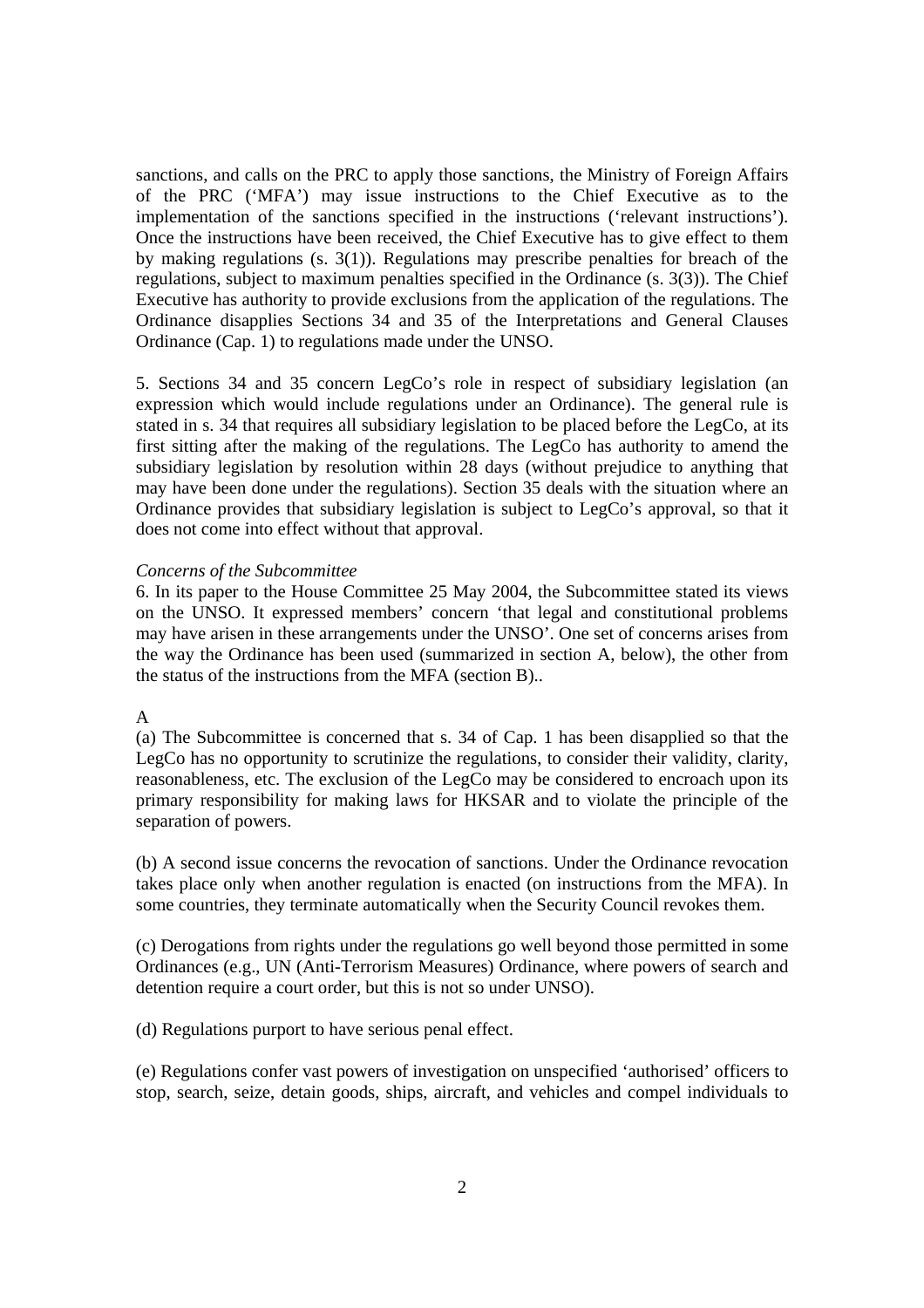sanctions, and calls on the PRC to apply those sanctions, the Ministry of Foreign Affairs of the PRC ('MFA') may issue instructions to the Chief Executive as to the implementation of the sanctions specified in the instructions ('relevant instructions'). Once the instructions have been received, the Chief Executive has to give effect to them by making regulations (s. 3(1)). Regulations may prescribe penalties for breach of the regulations, subject to maximum penalties specified in the Ordinance (s. 3(3)). The Chief Executive has authority to provide exclusions from the application of the regulations. The Ordinance disapplies Sections 34 and 35 of the Interpretations and General Clauses Ordinance (Cap. 1) to regulations made under the UNSO.

5. Sections 34 and 35 concern LegCo's role in respect of subsidiary legislation (an expression which would include regulations under an Ordinance). The general rule is stated in s. 34 that requires all subsidiary legislation to be placed before the LegCo, at its first sitting after the making of the regulations. The LegCo has authority to amend the subsidiary legislation by resolution within 28 days (without prejudice to anything that may have been done under the regulations). Section 35 deals with the situation where an Ordinance provides that subsidiary legislation is subject to LegCo's approval, so that it does not come into effect without that approval.

*Concerns of the Subcommittee*

6. In its paper to the House Committee 25 May 2004, the Subcommittee stated its views on the UNSO. It expressed members' concern 'that legal and constitutional problems may have arisen in these arrangements under the UNSO'. One set of concerns arises from the way the Ordinance has been used (summarized in section A, below), the other from the status of the instructions from the MFA (section B)..

A

(a) The Subcommittee is concerned that s. 34 of Cap. 1 has been disapplied so that the LegCo has no opportunity to scrutinize the regulations, to consider their validity, clarity, reasonableness, etc. The exclusion of the LegCo may be considered to encroach upon its primary responsibility for making laws for HKSAR and to violate the principle of the separation of powers.

(b) A second issue concerns the revocation of sanctions. Under the Ordinance revocation takes place only when another regulation is enacted (on instructions from the MFA). In some countries, they terminate automatically when the Security Council revokes them.

(c) Derogations from rights under the regulations go well beyond those permitted in some Ordinances (e.g., UN (Anti-Terrorism Measures) Ordinance, where powers of search and detention require a court order, but this is not so under UNSO).

(d) Regulations purport to have serious penal effect.

(e) Regulations confer vast powers of investigation on unspecified 'authorised' officers to stop, search, seize, detain goods, ships, aircraft, and vehicles and compel individuals to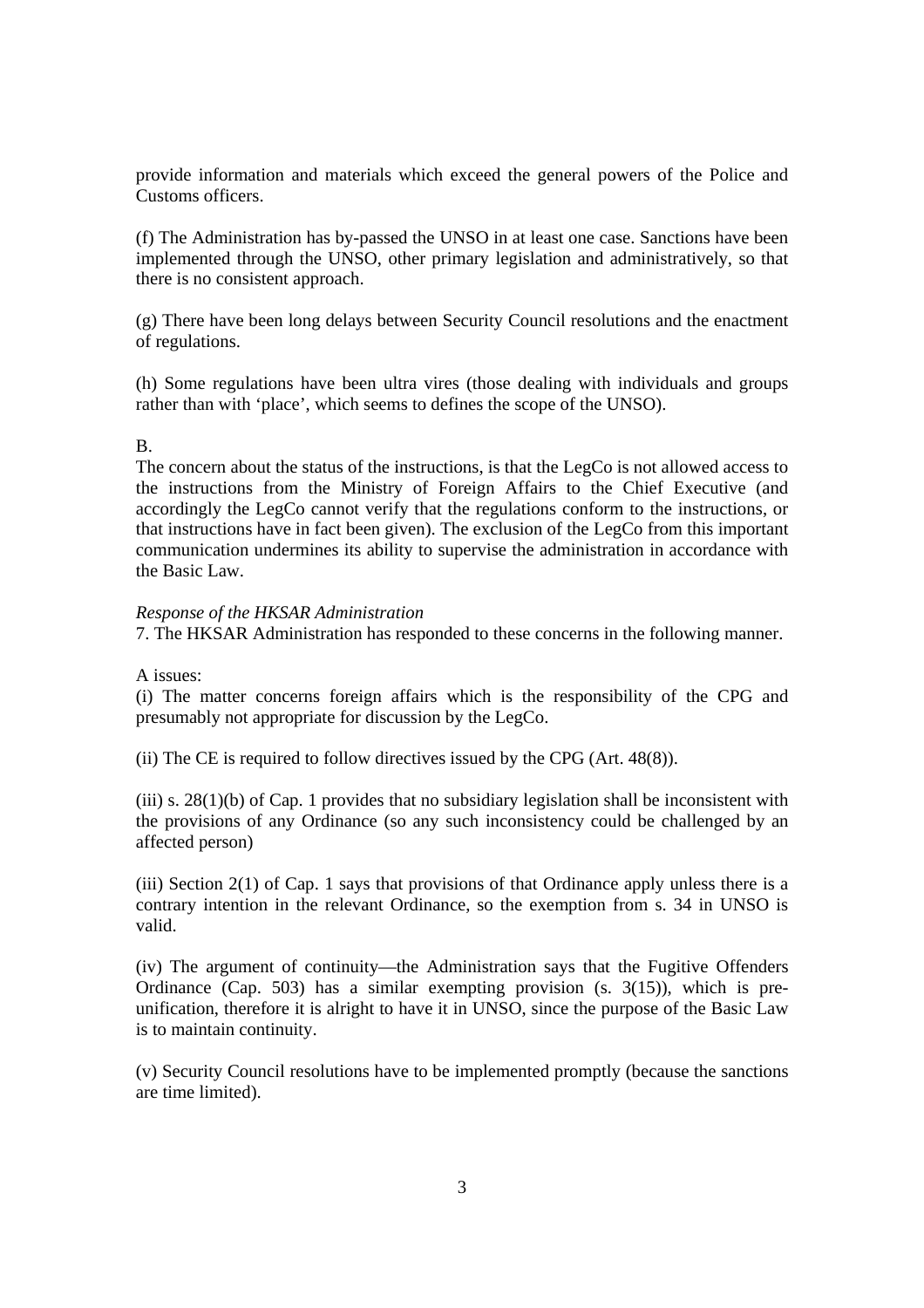provide information and materials which exceed the general powers of the Police and Customs officers.

(f) The Administration has by-passed the UNSO in at least one case. Sanctions have been implemented through the UNSO, other primary legislation and administratively, so that there is no consistent approach.

(g) There have been long delays between Security Council resolutions and the enactment of regulations.

(h) Some regulations have been ultra vires (those dealing with individuals and groups rather than with 'place', which seems to defines the scope of the UNSO).

B.

The concern about the status of the instructions, is that the LegCo is not allowed access to the instructions from the Ministry of Foreign Affairs to the Chief Executive (and accordingly the LegCo cannot verify that the regulations conform to the instructions, or that instructions have in fact been given). The exclusion of the LegCo from this important communication undermines its ability to supervise the administration in accordance with the Basic Law.

*Response of the HKSAR Administration*

7. The HKSAR Administration has responded to these concerns in the following manner.

A issues:

(i) The matter concerns foreign affairs which is the responsibility of the CPG and presumably not appropriate for discussion by the LegCo.

(ii) The CE is required to follow directives issued by the CPG (Art. 48(8)).

(iii) s. 28(1)(b) of Cap. 1 provides that no subsidiary legislation shall be inconsistent with the provisions of any Ordinance (so any such inconsistency could be challenged by an affected person)

(iii) Section 2(1) of Cap. 1 says that provisions of that Ordinance apply unless there is a contrary intention in the relevant Ordinance, so the exemption from s. 34 in UNSO is valid.

(iv) The argument of continuity—the Administration says that the Fugitive Offenders Ordinance (Cap. 503) has a similar exempting provision (s. 3(15)), which is pre-unification, therefore it is alright to have it in UNSO, since the purpose of the Basic Law is to maintain continuity.

(v) Security Council resolutions have to be implemented promptly (because the sanctions are time limited).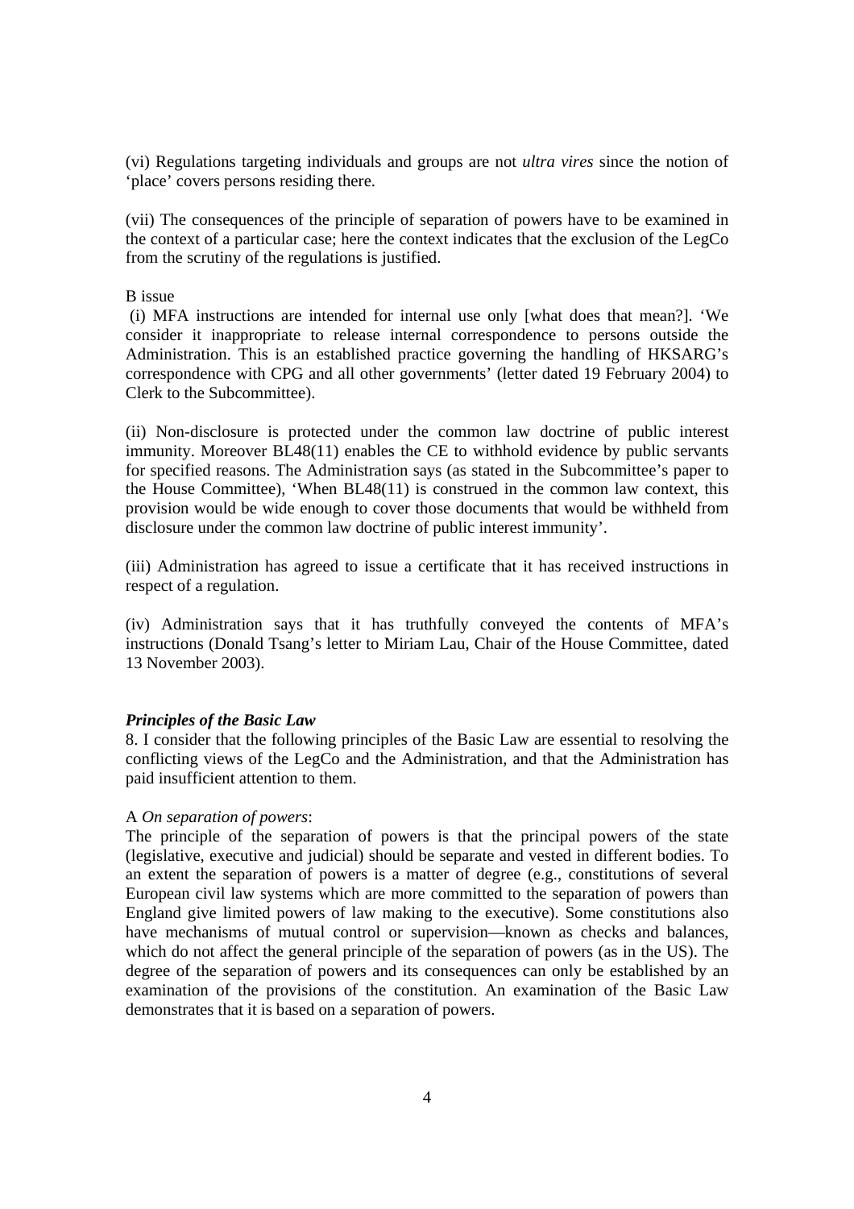(vi) Regulations targeting individuals and groups are not *ultra vires* since the notion of 'place' covers persons residing there.

(vii) The consequences of the principle of separation of powers have to be examined in the context of a particular case; here the context indicates that the exclusion of the LegCo from the scrutiny of the regulations is justified.

B issue

(i) MFA instructions are intended for internal use only [what does that mean?]. 'We consider it inappropriate to release internal correspondence to persons outside the Administration. This is an established practice governing the handling of HKSARG's correspondence with CPG and all other governments' (letter dated 19 February 2004) to Clerk to the Subcommittee).

(ii) Non-disclosure is protected under the common law doctrine of public interest immunity. Moreover BL48(11) enables the CE to withhold evidence by public servants for specified reasons. The Administration says (as stated in the Subcommittee's paper to the House Committee), 'When BL48(11) is construed in the common law context, this provision would be wide enough to cover those documents that would be withheld from disclosure under the common law doctrine of public interest immunity'.

(iii) Administration has agreed to issue a certificate that it has received instructions in respect of a regulation.

(iv) Administration says that it has truthfully conveyed the contents of MFA's instructions (Donald Tsang's letter to Miriam Lau, Chair of the House Committee, dated 13 November 2003).

### *Principles of the Basic Law*

8. I consider that the following principles of the Basic Law are essential to resolving the conflicting views of the LegCo and the Administration, and that the Administration has paid insufficient attention to them.

A *On separation of powers*:

The principle of the separation of powers is that the principal powers of the state (legislative, executive and judicial) should be separate and vested in different bodies. To an extent the separation of powers is a matter of degree (e.g., constitutions of several European civil law systems which are more committed to the separation of powers than England give limited powers of law making to the executive). Some constitutions also have mechanisms of mutual control or supervision—known as checks and balances, which do not affect the general principle of the separation of powers (as in the US). The degree of the separation of powers and its consequences can only be established by an examination of the provisions of the constitution. An examination of the Basic Law demonstrates that it is based on a separation of powers.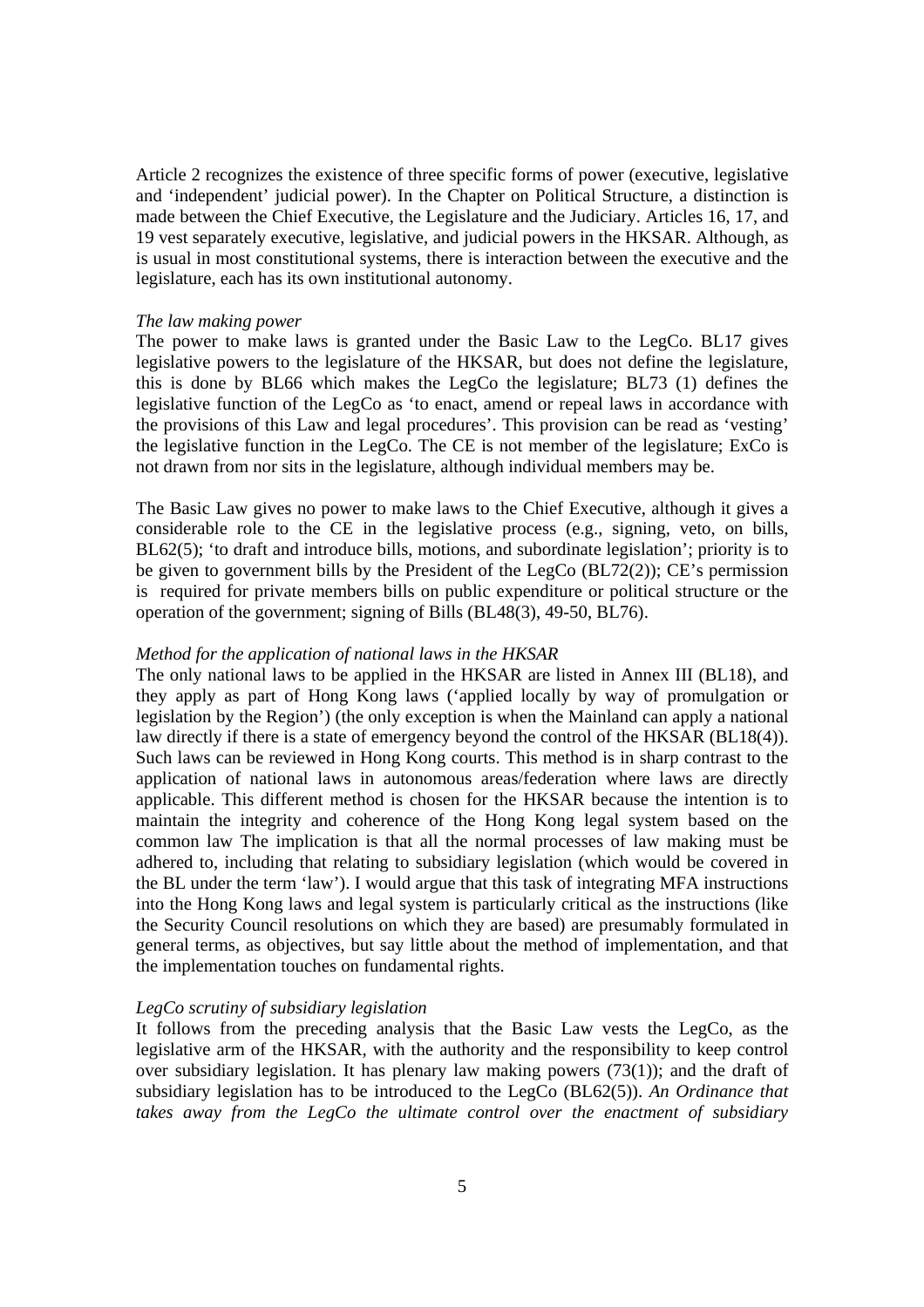Article 2 recognizes the existence of three specific forms of power (executive, legislative and 'independent' judicial power). In the Chapter on Political Structure, a distinction is made between the Chief Executive, the Legislature and the Judiciary. Articles 16, 17, and 19 vest separately executive, legislative, and judicial powers in the HKSAR. Although, as is usual in most constitutional systems, there is interaction between the executive and the legislature, each has its own institutional autonomy.

*The law making power*

The power to make laws is granted under the Basic Law to the LegCo. BL17 gives legislative powers to the legislature of the HKSAR, but does not define the legislature, this is done by BL66 which makes the LegCo the legislature; BL73 (1) defines the legislative function of the LegCo as 'to enact, amend or repeal laws in accordance with the provisions of this Law and legal procedures'. This provision can be read as 'vesting' the legislative function in the LegCo. The CE is not member of the legislature; ExCo is not drawn from nor sits in the legislature, although individual members may be.

The Basic Law gives no power to make laws to the Chief Executive, although it gives a considerable role to the CE in the legislative process (e.g., signing, veto, on bills, BL62(5); 'to draft and introduce bills, motions, and subordinate legislation'; priority is to be given to government bills by the President of the LegCo (BL72(2)); CE's permission is required for private members bills on public expenditure or political structure or the operation of the government; signing of Bills (BL48(3), 49-50, BL76).

*Method for the application of national laws in the HKSAR*

The only national laws to be applied in the HKSAR are listed in Annex III (BL18), and they apply as part of Hong Kong laws ('applied locally by way of promulgation or legislation by the Region') (the only exception is when the Mainland can apply a national law directly if there is a state of emergency beyond the control of the HKSAR (BL18(4)). Such laws can be reviewed in Hong Kong courts. This method is in sharp contrast to the application of national laws in autonomous areas/federation where laws are directly applicable. This different method is chosen for the HKSAR because the intention is to maintain the integrity and coherence of the Hong Kong legal system based on the common law The implication is that all the normal processes of law making must be adhered to, including that relating to subsidiary legislation (which would be covered in the BL under the term 'law'). I would argue that this task of integrating MFA instructions into the Hong Kong laws and legal system is particularly critical as the instructions (like the Security Council resolutions on which they are based) are presumably formulated in general terms, as objectives, but say little about the method of implementation, and that the implementation touches on fundamental rights.

*LegCo scrutiny of subsidiary legislation*

It follows from the preceding analysis that the Basic Law vests the LegCo, as the legislative arm of the HKSAR, with the authority and the responsibility to keep control over subsidiary legislation. It has plenary law making powers (73(1)); and the draft of subsidiary legislation has to be introduced to the LegCo (BL62(5)). *An Ordinance that takes away from the LegCo the ultimate control over the enactment of subsidiary*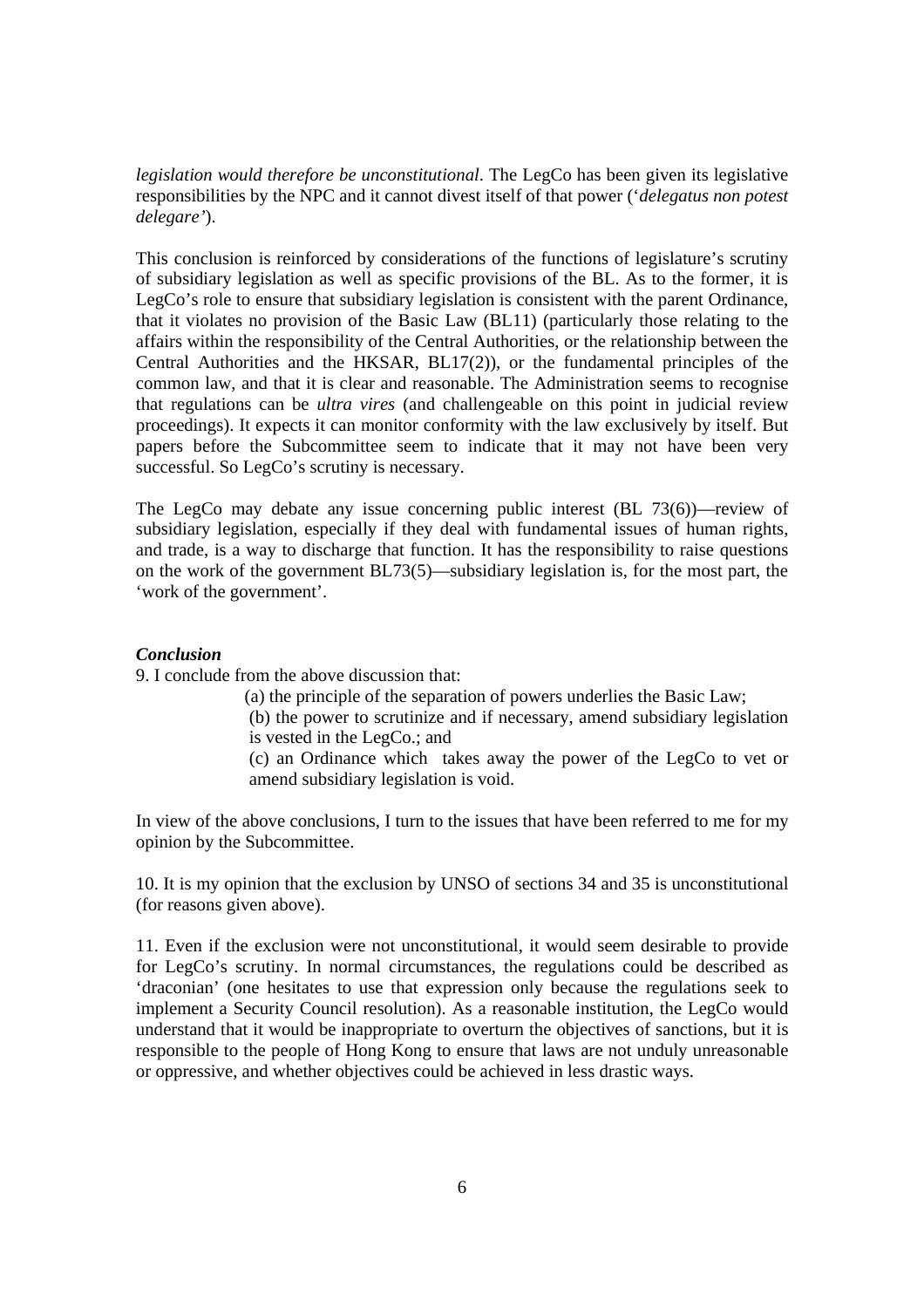*legislation would therefore be unconstitutional*. The LegCo has been given its legislative responsibilities by the NPC and it cannot divest itself of that power ('*delegatus non potest delegare*').

This conclusion is reinforced by considerations of the functions of legislature's scrutiny of subsidiary legislation as well as specific provisions of the BL. As to the former, it is LegCo's role to ensure that subsidiary legislation is consistent with the parent Ordinance, that it violates no provision of the Basic Law (BL11) (particularly those relating to the affairs within the responsibility of the Central Authorities, or the relationship between the Central Authorities and the HKSAR, BL17(2)), or the fundamental principles of the common law, and that it is clear and reasonable. The Administration seems to recognise that regulations can be *ultra vires* (and challengeable on this point in judicial review proceedings). It expects it can monitor conformity with the law exclusively by itself. But papers before the Subcommittee seem to indicate that it may not have been very successful. So LegCo's scrutiny is necessary.

The LegCo may debate any issue concerning public interest (BL 73(6))—review of subsidiary legislation, especially if they deal with fundamental issues of human rights, and trade, is a way to discharge that function. It has the responsibility to raise questions on the work of the government BL73(5)—subsidiary legislation is, for the most part, the 'work of the government'.

### ***Conclusion***

9. I conclude from the above discussion that:

> (a) the principle of the separation of powers underlies the Basic Law;
>
> (b) the power to scrutinize and if necessary, amend subsidiary legislation is vested in the LegCo.; and
>
> (c) an Ordinance which takes away the power of the LegCo to vet or amend subsidiary legislation is void.

In view of the above conclusions, I turn to the issues that have been referred to me for my opinion by the Subcommittee.

10. It is my opinion that the exclusion by UNSO of sections 34 and 35 is unconstitutional (for reasons given above).

11. Even if the exclusion were not unconstitutional, it would seem desirable to provide for LegCo's scrutiny. In normal circumstances, the regulations could be described as 'draconian' (one hesitates to use that expression only because the regulations seek to implement a Security Council resolution). As a reasonable institution, the LegCo would understand that it would be inappropriate to overturn the objectives of sanctions, but it is responsible to the people of Hong Kong to ensure that laws are not unduly unreasonable or oppressive, and whether objectives could be achieved in less drastic ways.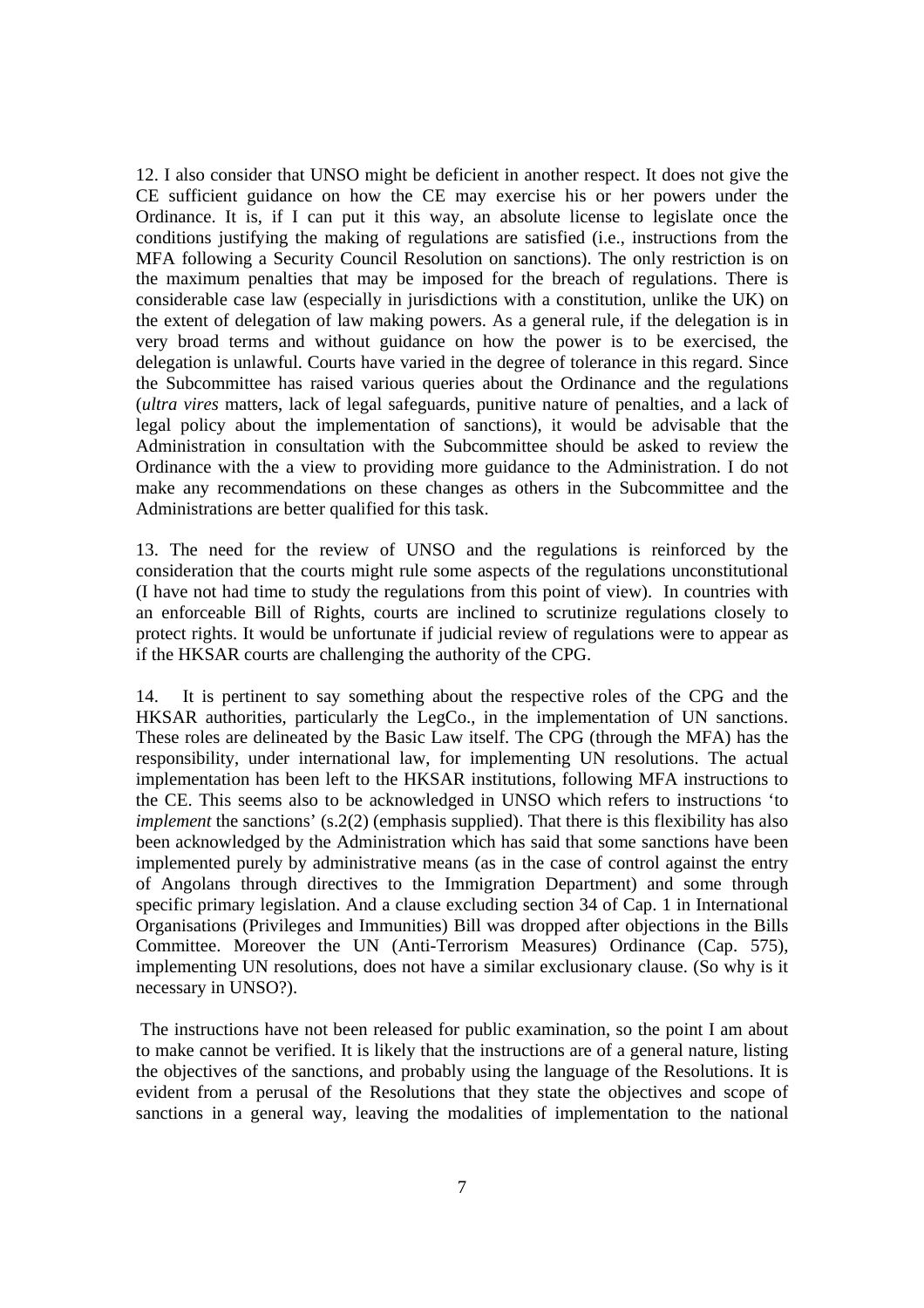12. I also consider that UNSO might be deficient in another respect. It does not give the CE sufficient guidance on how the CE may exercise his or her powers under the Ordinance. It is, if I can put it this way, an absolute license to legislate once the conditions justifying the making of regulations are satisfied (i.e., instructions from the MFA following a Security Council Resolution on sanctions). The only restriction is on the maximum penalties that may be imposed for the breach of regulations. There is considerable case law (especially in jurisdictions with a constitution, unlike the UK) on the extent of delegation of law making powers. As a general rule, if the delegation is in very broad terms and without guidance on how the power is to be exercised, the delegation is unlawful. Courts have varied in the degree of tolerance in this regard. Since the Subcommittee has raised various queries about the Ordinance and the regulations (*ultra vires* matters, lack of legal safeguards, punitive nature of penalties, and a lack of legal policy about the implementation of sanctions), it would be advisable that the Administration in consultation with the Subcommittee should be asked to review the Ordinance with the a view to providing more guidance to the Administration. I do not make any recommendations on these changes as others in the Subcommittee and the Administrations are better qualified for this task.

13. The need for the review of UNSO and the regulations is reinforced by the consideration that the courts might rule some aspects of the regulations unconstitutional (I have not had time to study the regulations from this point of view). In countries with an enforceable Bill of Rights, courts are inclined to scrutinize regulations closely to protect rights. It would be unfortunate if judicial review of regulations were to appear as if the HKSAR courts are challenging the authority of the CPG.

14. It is pertinent to say something about the respective roles of the CPG and the HKSAR authorities, particularly the LegCo., in the implementation of UN sanctions. These roles are delineated by the Basic Law itself. The CPG (through the MFA) has the responsibility, under international law, for implementing UN resolutions. The actual implementation has been left to the HKSAR institutions, following MFA instructions to the CE. This seems also to be acknowledged in UNSO which refers to instructions 'to *implement* the sanctions' (s.2(2) (emphasis supplied). That there is this flexibility has also been acknowledged by the Administration which has said that some sanctions have been implemented purely by administrative means (as in the case of control against the entry of Angolans through directives to the Immigration Department) and some through specific primary legislation. And a clause excluding section 34 of Cap. 1 in International Organisations (Privileges and Immunities) Bill was dropped after objections in the Bills Committee. Moreover the UN (Anti-Terrorism Measures) Ordinance (Cap. 575), implementing UN resolutions, does not have a similar exclusionary clause. (So why is it necessary in UNSO?).

The instructions have not been released for public examination, so the point I am about to make cannot be verified. It is likely that the instructions are of a general nature, listing the objectives of the sanctions, and probably using the language of the Resolutions. It is evident from a perusal of the Resolutions that they state the objectives and scope of sanctions in a general way, leaving the modalities of implementation to the national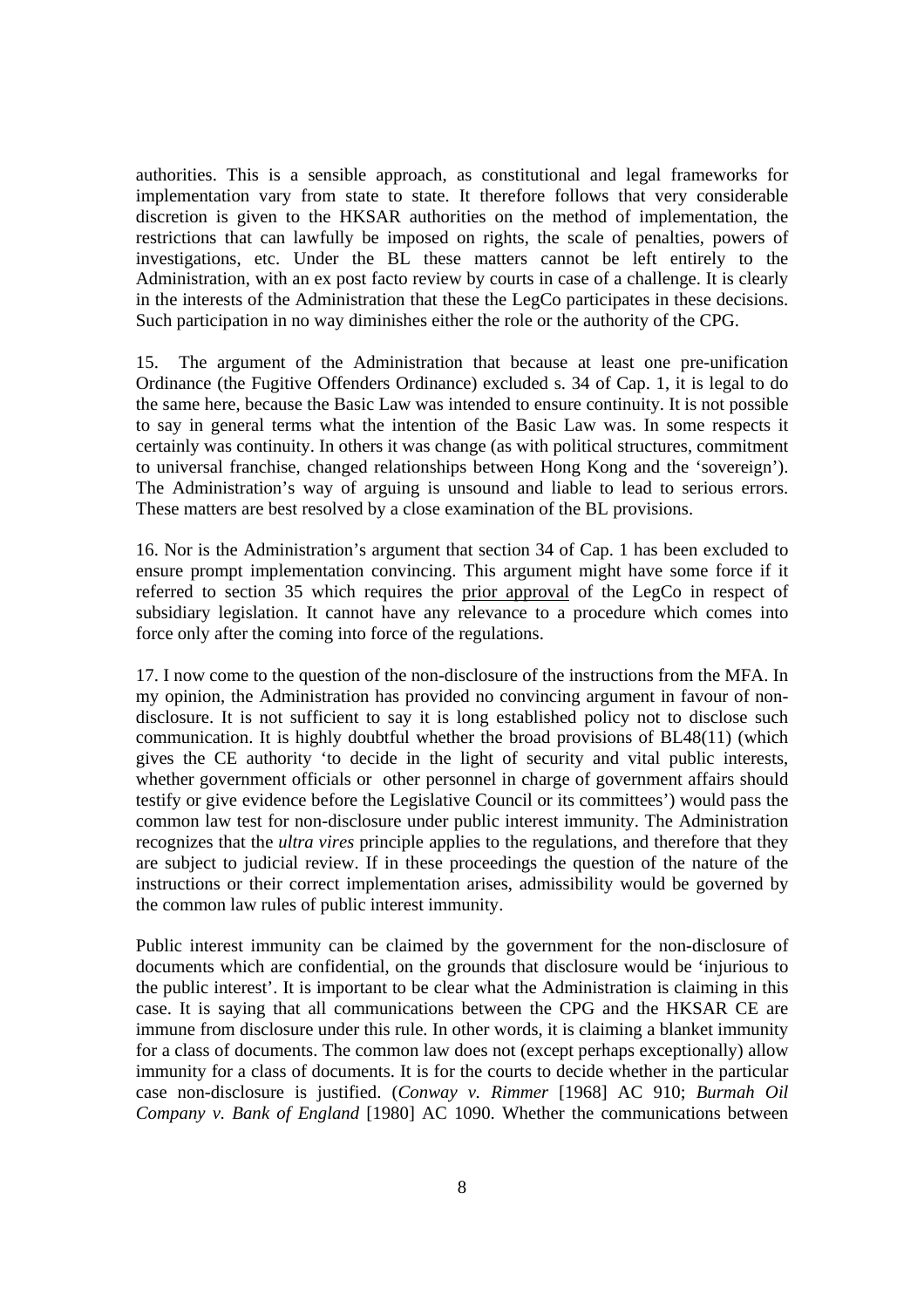authorities. This is a sensible approach, as constitutional and legal frameworks for implementation vary from state to state. It therefore follows that very considerable discretion is given to the HKSAR authorities on the method of implementation, the restrictions that can lawfully be imposed on rights, the scale of penalties, powers of investigations, etc. Under the BL these matters cannot be left entirely to the Administration, with an ex post facto review by courts in case of a challenge. It is clearly in the interests of the Administration that these the LegCo participates in these decisions. Such participation in no way diminishes either the role or the authority of the CPG.

15. The argument of the Administration that because at least one pre-unification Ordinance (the Fugitive Offenders Ordinance) excluded s. 34 of Cap. 1, it is legal to do the same here, because the Basic Law was intended to ensure continuity. It is not possible to say in general terms what the intention of the Basic Law was. In some respects it certainly was continuity. In others it was change (as with political structures, commitment to universal franchise, changed relationships between Hong Kong and the 'sovereign'). The Administration's way of arguing is unsound and liable to lead to serious errors. These matters are best resolved by a close examination of the BL provisions.

16. Nor is the Administration's argument that section 34 of Cap. 1 has been excluded to ensure prompt implementation convincing. This argument might have some force if it referred to section 35 which requires the <u>prior approval</u> of the LegCo in respect of subsidiary legislation. It cannot have any relevance to a procedure which comes into force only after the coming into force of the regulations.

17. I now come to the question of the non-disclosure of the instructions from the MFA. In my opinion, the Administration has provided no convincing argument in favour of non-disclosure. It is not sufficient to say it is long established policy not to disclose such communication. It is highly doubtful whether the broad provisions of BL48(11) (which gives the CE authority 'to decide in the light of security and vital public interests, whether government officials or other personnel in charge of government affairs should testify or give evidence before the Legislative Council or its committees') would pass the common law test for non-disclosure under public interest immunity. The Administration recognizes that the *ultra vires* principle applies to the regulations, and therefore that they are subject to judicial review. If in these proceedings the question of the nature of the instructions or their correct implementation arises, admissibility would be governed by the common law rules of public interest immunity.

Public interest immunity can be claimed by the government for the non-disclosure of documents which are confidential, on the grounds that disclosure would be 'injurious to the public interest'. It is important to be clear what the Administration is claiming in this case. It is saying that all communications between the CPG and the HKSAR CE are immune from disclosure under this rule. In other words, it is claiming a blanket immunity for a class of documents. The common law does not (except perhaps exceptionally) allow immunity for a class of documents. It is for the courts to decide whether in the particular case non-disclosure is justified. (*Conway v. Rimmer* [1968] AC 910; *Burmah Oil Company v. Bank of England* [1980] AC 1090. Whether the communications between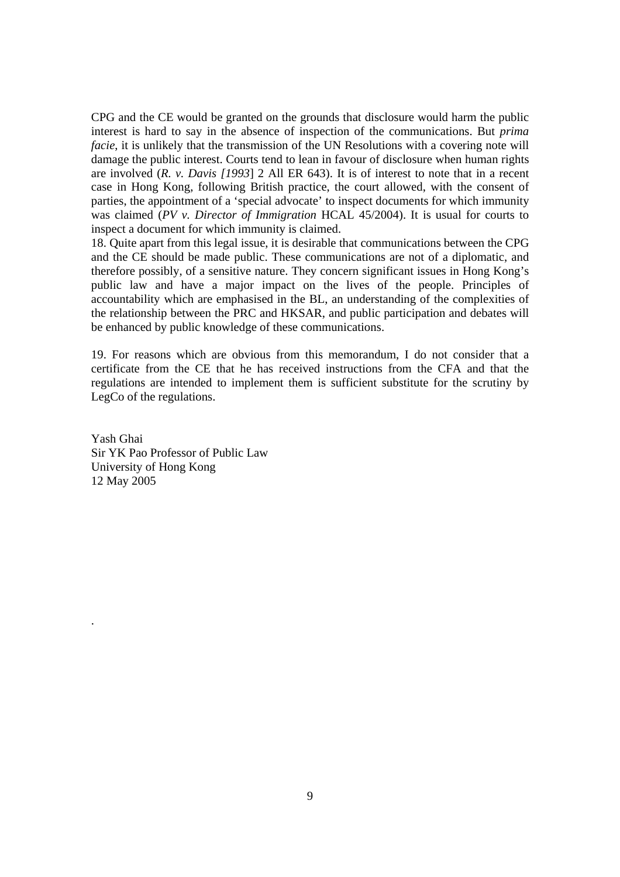CPG and the CE would be granted on the grounds that disclosure would harm the public interest is hard to say in the absence of inspection of the communications. But *prima facie*, it is unlikely that the transmission of the UN Resolutions with a covering note will damage the public interest. Courts tend to lean in favour of disclosure when human rights are involved (*R. v. Davis [1993*] 2 All ER 643). It is of interest to note that in a recent case in Hong Kong, following British practice, the court allowed, with the consent of parties, the appointment of a 'special advocate' to inspect documents for which immunity was claimed (*PV v. Director of Immigration* HCAL 45/2004). It is usual for courts to inspect a document for which immunity is claimed.

18. Quite apart from this legal issue, it is desirable that communications between the CPG and the CE should be made public. These communications are not of a diplomatic, and therefore possibly, of a sensitive nature. They concern significant issues in Hong Kong's public law and have a major impact on the lives of the people. Principles of accountability which are emphasised in the BL, an understanding of the complexities of the relationship between the PRC and HKSAR, and public participation and debates will be enhanced by public knowledge of these communications.

19. For reasons which are obvious from this memorandum, I do not consider that a certificate from the CE that he has received instructions from the CFA and that the regulations are intended to implement them is sufficient substitute for the scrutiny by LegCo of the regulations.

Yash Ghai
Sir YK Pao Professor of Public Law
University of Hong Kong
12 May 2005

.